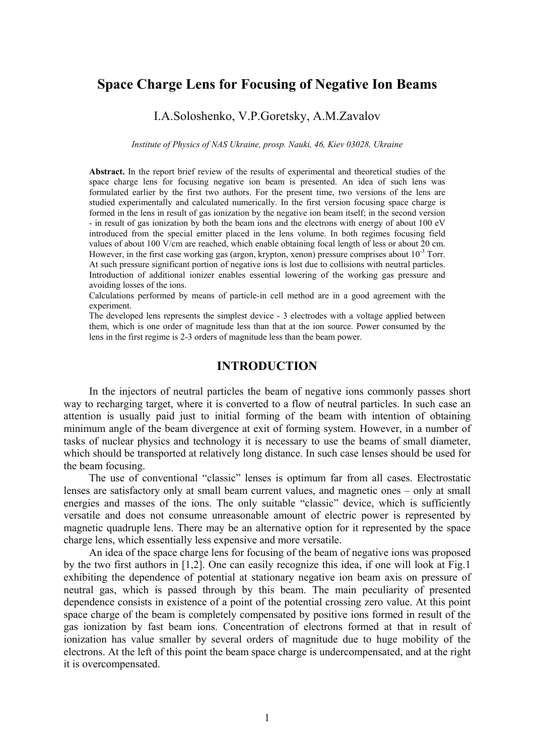# Space Charge Lens for Focusing of Negative Ion Beams

I.A.Soloshenko, V.P.Goretsky, A.M.Zavalov

*Institute of Physics of NAS Ukraine, prosp. Nauki, 46, Kiev 03028, Ukraine*

**Abstract.** In the report brief review of the results of experimental and theoretical studies of the space charge lens for focusing negative ion beam is presented. An idea of such lens was formulated earlier by the first two authors. For the present time, two versions of the lens are studied experimentally and calculated numerically. In the first version focusing space charge is formed in the lens in result of gas ionization by the negative ion beam itself; in the second version - in result of gas ionization by both the beam ions and the electrons with energy of about 100 eV introduced from the special emitter placed in the lens volume. In both regimes focusing field values of about 100 V/cm are reached, which enable obtaining focal length of less or about 20 cm. However, in the first case working gas (argon, krypton, xenon) pressure comprises about $10^{-3}$ Torr. At such pressure significant portion of negative ions is lost due to collisions with neutral particles. Introduction of additional ionizer enables essential lowering of the working gas pressure and avoiding losses of the ions.
Calculations performed by means of particle-in cell method are in a good agreement with the experiment.
The developed lens represents the simplest device - 3 electrodes with a voltage applied between them, which is one order of magnitude less than that at the ion source. Power consumed by the lens in the first regime is 2-3 orders of magnitude less than the beam power.

## INTRODUCTION

In the injectors of neutral particles the beam of negative ions commonly passes short way to recharging target, where it is converted to a flow of neutral particles. In such case an attention is usually paid just to initial forming of the beam with intention of obtaining minimum angle of the beam divergence at exit of forming system. However, in a number of tasks of nuclear physics and technology it is necessary to use the beams of small diameter, which should be transported at relatively long distance. In such case lenses should be used for the beam focusing.

The use of conventional "classic" lenses is optimum far from all cases. Electrostatic lenses are satisfactory only at small beam current values, and magnetic ones – only at small energies and masses of the ions. The only suitable "classic" device, which is sufficiently versatile and does not consume unreasonable amount of electric power is represented by magnetic quadruple lens. There may be an alternative option for it represented by the space charge lens, which essentially less expensive and more versatile.

An idea of the space charge lens for focusing of the beam of negative ions was proposed by the two first authors in [1,2]. One can easily recognize this idea, if one will look at Fig.1 exhibiting the dependence of potential at stationary negative ion beam axis on pressure of neutral gas, which is passed through by this beam. The main peculiarity of presented dependence consists in existence of a point of the potential crossing zero value. At this point space charge of the beam is completely compensated by positive ions formed in result of the gas ionization by fast beam ions. Concentration of electrons formed at that in result of ionization has value smaller by several orders of magnitude due to huge mobility of the electrons. At the left of this point the beam space charge is undercompensated, and at the right it is overcompensated.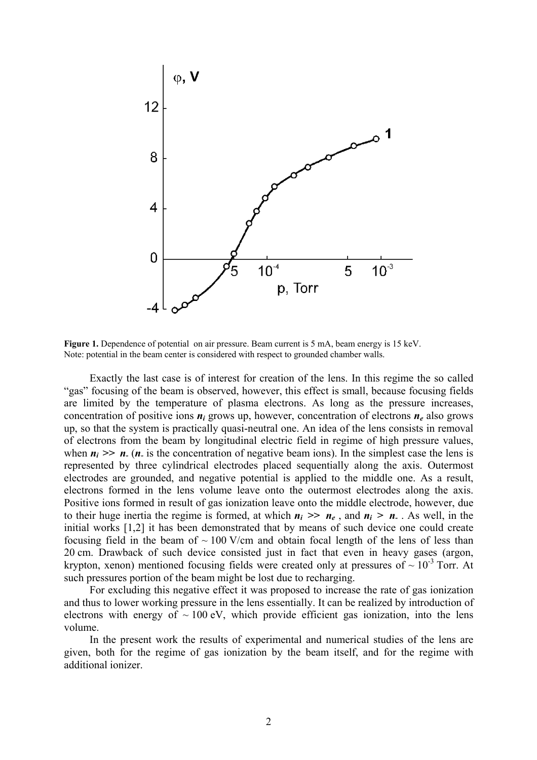**Figure 1.** Dependence of potential on air pressure. Beam current is 5 mA, beam energy is 15 keV. Note: potential in the beam center is considered with respect to grounded chamber walls.

Exactly the last case is of interest for creation of the lens. In this regime the so called "gas" focusing of the beam is observed, however, this effect is small, because focusing fields are limited by the temperature of plasma electrons. As long as the pressure increases, concentration of positive ions $n_i$ grows up, however, concentration of electrons $n_e$ also grows up, so that the system is practically quasi-neutral one. An idea of the lens consists in removal of electrons from the beam by longitudinal electric field in regime of high pressure values, when $n_i >> n_-$ ($n_-$ is the concentration of negative beam ions). In the simplest case the lens is represented by three cylindrical electrodes placed sequentially along the axis. Outermost electrodes are grounded, and negative potential is applied to the middle one. As a result, electrons formed in the lens volume leave onto the outermost electrodes along the axis. Positive ions formed in result of gas ionization leave onto the middle electrode, however, due to their huge inertia the regime is formed, at which $n_i >> n_e$ , and $n_i > n_-$ . As well, in the initial works [1,2] it has been demonstrated that by means of such device one could create focusing field in the beam of ~ 100 V/cm and obtain focal length of the lens of less than 20 cm. Drawback of such device consisted just in fact that even in heavy gases (argon, krypton, xenon) mentioned focusing fields were created only at pressures of ~ $10^{-3}$ Torr. At such pressures portion of the beam might be lost due to recharging.

For excluding this negative effect it was proposed to increase the rate of gas ionization and thus to lower working pressure in the lens essentially. It can be realized by introduction of electrons with energy of ~ 100 eV, which provide efficient gas ionization, into the lens volume.

In the present work the results of experimental and numerical studies of the lens are given, both for the regime of gas ionization by the beam itself, and for the regime with additional ionizer.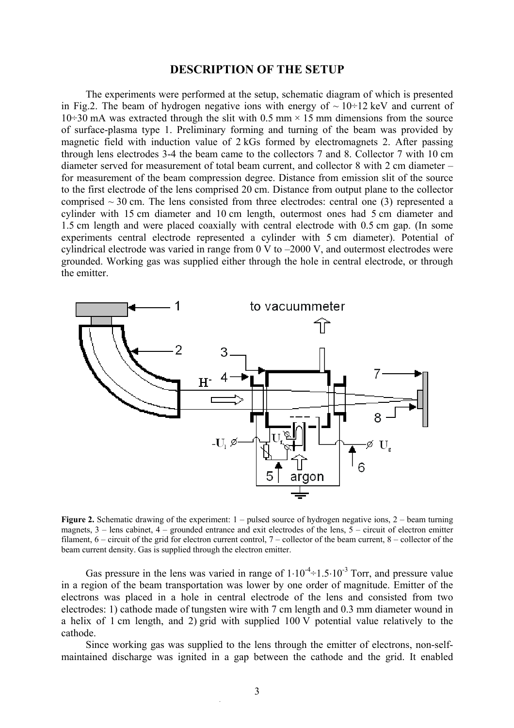## DESCRIPTION OF THE SETUP

The experiments were performed at the setup, schematic diagram of which is presented in Fig.2. The beam of hydrogen negative ions with energy of ~ 10÷12 keV and current of 10÷30 mA was extracted through the slit with 0.5 mm × 15 mm dimensions from the source of surface-plasma type 1. Preliminary forming and turning of the beam was provided by magnetic field with induction value of 2 kGs formed by electromagnets 2. After passing through lens electrodes 3-4 the beam came to the collectors 7 and 8. Collector 7 with 10 cm diameter served for measurement of total beam current, and collector 8 with 2 cm diameter – for measurement of the beam compression degree. Distance from emission slit of the source to the first electrode of the lens comprised 20 cm. Distance from output plane to the collector comprised ~ 30 cm. The lens consisted from three electrodes: central one (3) represented a cylinder with 15 cm diameter and 10 cm length, outermost ones had 5 cm diameter and 1.5 cm length and were placed coaxially with central electrode with 0.5 cm gap. (In some experiments central electrode represented a cylinder with 5 cm diameter). Potential of cylindrical electrode was varied in range from 0 V to –2000 V, and outermost electrodes were grounded. Working gas was supplied either through the hole in central electrode, or through the emitter.

**Figure 2.** Schematic drawing of the experiment: 1 – pulsed source of hydrogen negative ions, 2 – beam turning magnets, 3 – lens cabinet, 4 – grounded entrance and exit electrodes of the lens, 5 – circuit of electron emitter filament, 6 – circuit of the grid for electron current control, 7 – collector of the beam current, 8 – collector of the beam current density. Gas is supplied through the electron emitter.

Gas pressure in the lens was varied in range of $1{\cdot}10^{-4}{\div}1.5{\cdot}10^{-3}$ Torr, and pressure value in a region of the beam transportation was lower by one order of magnitude. Emitter of the electrons was placed in a hole in central electrode of the lens and consisted from two electrodes: 1) cathode made of tungsten wire with 7 cm length and 0.3 mm diameter wound in a helix of 1 cm length, and 2) grid with supplied 100 V potential value relatively to the cathode.

Since working gas was supplied to the lens through the emitter of electrons, non-self-maintained discharge was ignited in a gap between the cathode and the grid. It enabled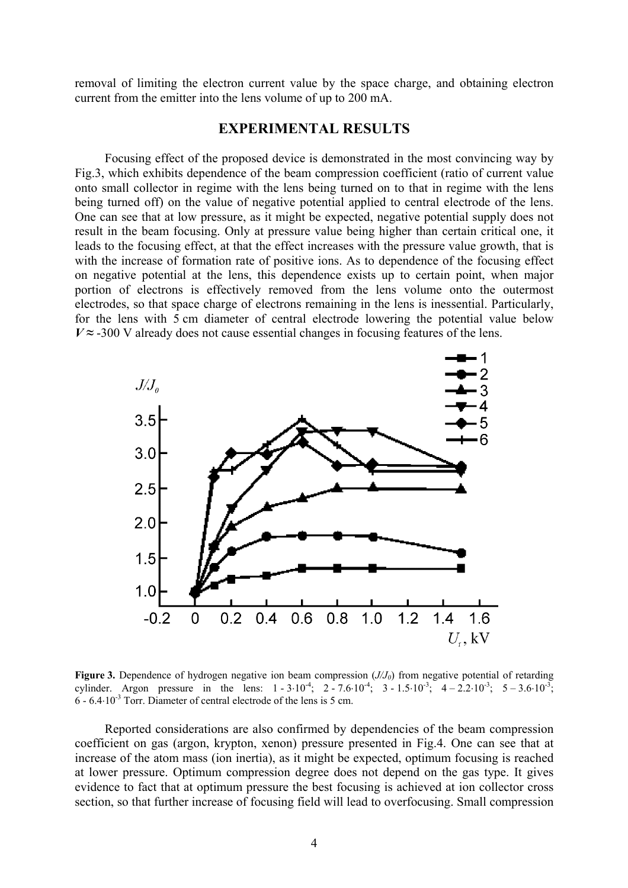removal of limiting the electron current value by the space charge, and obtaining electron current from the emitter into the lens volume of up to 200 mA.

## EXPERIMENTAL RESULTS

Focusing effect of the proposed device is demonstrated in the most convincing way by Fig.3, which exhibits dependence of the beam compression coefficient (ratio of current value onto small collector in regime with the lens being turned on to that in regime with the lens being turned off) on the value of negative potential applied to central electrode of the lens. One can see that at low pressure, as it might be expected, negative potential supply does not result in the beam focusing. Only at pressure value being higher than certain critical one, it leads to the focusing effect, at that the effect increases with the pressure value growth, that is with the increase of formation rate of positive ions. As to dependence of the focusing effect on negative potential at the lens, this dependence exists up to certain point, when major portion of electrons is effectively removed from the lens volume onto the outermost electrodes, so that space charge of electrons remaining in the lens is inessential. Particularly, for the lens with 5 cm diameter of central electrode lowering the potential value below $V \approx$ -300 V already does not cause essential changes in focusing features of the lens.

**Figure 3.** Dependence of hydrogen negative ion beam compression ($J/J_0$) from negative potential of retarding cylinder. Argon pressure in the lens: 1 - $3\cdot10^{-4}$; 2 - $7.6\cdot10^{-4}$; 3 - $1.5\cdot10^{-3}$; 4 – $2.2\cdot10^{-3}$; 5 – $3.6\cdot10^{-3}$; 6 - $6.4\cdot10^{-3}$ Torr. Diameter of central electrode of the lens is 5 cm.

Reported considerations are also confirmed by dependencies of the beam compression coefficient on gas (argon, krypton, xenon) pressure presented in Fig.4. One can see that at increase of the atom mass (ion inertia), as it might be expected, optimum focusing is reached at lower pressure. Optimum compression degree does not depend on the gas type. It gives evidence to fact that at optimum pressure the best focusing is achieved at ion collector cross section, so that further increase of focusing field will lead to overfocusing. Small compression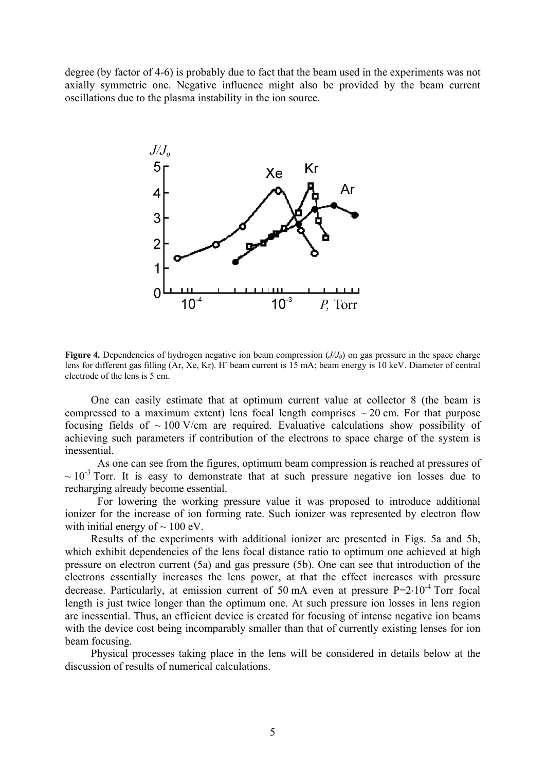degree (by factor of 4-6) is probably due to fact that the beam used in the experiments was not axially symmetric one. Negative influence might also be provided by the beam current oscillations due to the plasma instability in the ion source.

**Figure 4.** Dependencies of hydrogen negative ion beam compression ($J/J_0$) on gas pressure in the space charge lens for different gas filling (Ar, Xe, Kr). $H^-$ beam current is 15 mA; beam energy is 10 keV. Diameter of central electrode of the lens is 5 cm.

One can easily estimate that at optimum current value at collector 8 (the beam is compressed to a maximum extent) lens focal length comprises ~ 20 cm. For that purpose focusing fields of ~ 100 V/cm are required. Evaluative calculations show possibility of achieving such parameters if contribution of the electrons to space charge of the system is inessential.

As one can see from the figures, optimum beam compression is reached at pressures of ~ $10^{-3}$ Torr. It is easy to demonstrate that at such pressure negative ion losses due to recharging already become essential.

For lowering the working pressure value it was proposed to introduce additional ionizer for the increase of ion forming rate. Such ionizer was represented by electron flow with initial energy of ~ 100 eV.

Results of the experiments with additional ionizer are presented in Figs. 5a and 5b, which exhibit dependencies of the lens focal distance ratio to optimum one achieved at high pressure on electron current (5a) and gas pressure (5b). One can see that introduction of the electrons essentially increases the lens power, at that the effect increases with pressure decrease. Particularly, at emission current of 50 mA even at pressure $P=2{\cdot}10^{-4}$ Torr focal length is just twice longer than the optimum one. At such pressure ion losses in lens region are inessential. Thus, an efficient device is created for focusing of intense negative ion beams with the device cost being incomparably smaller than that of currently existing lenses for ion beam focusing.

Physical processes taking place in the lens will be considered in details below at the discussion of results of numerical calculations.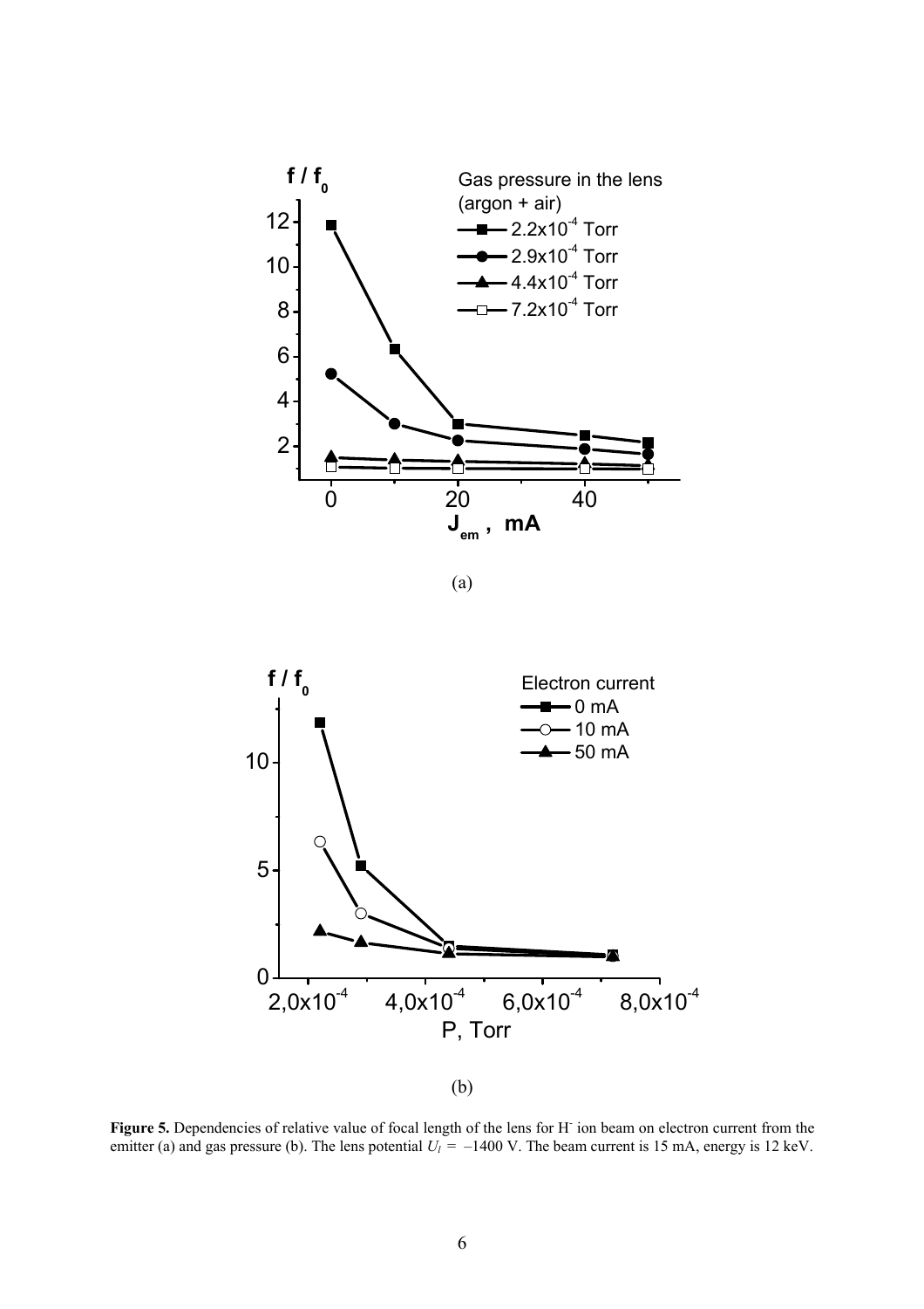(a)

(b)

**Figure 5.** Dependencies of relative value of focal length of the lens for $H^-$ ion beam on electron current from the emitter (a) and gas pressure (b). The lens potential $U_l = -1400$ V. The beam current is 15 mA, energy is 12 keV.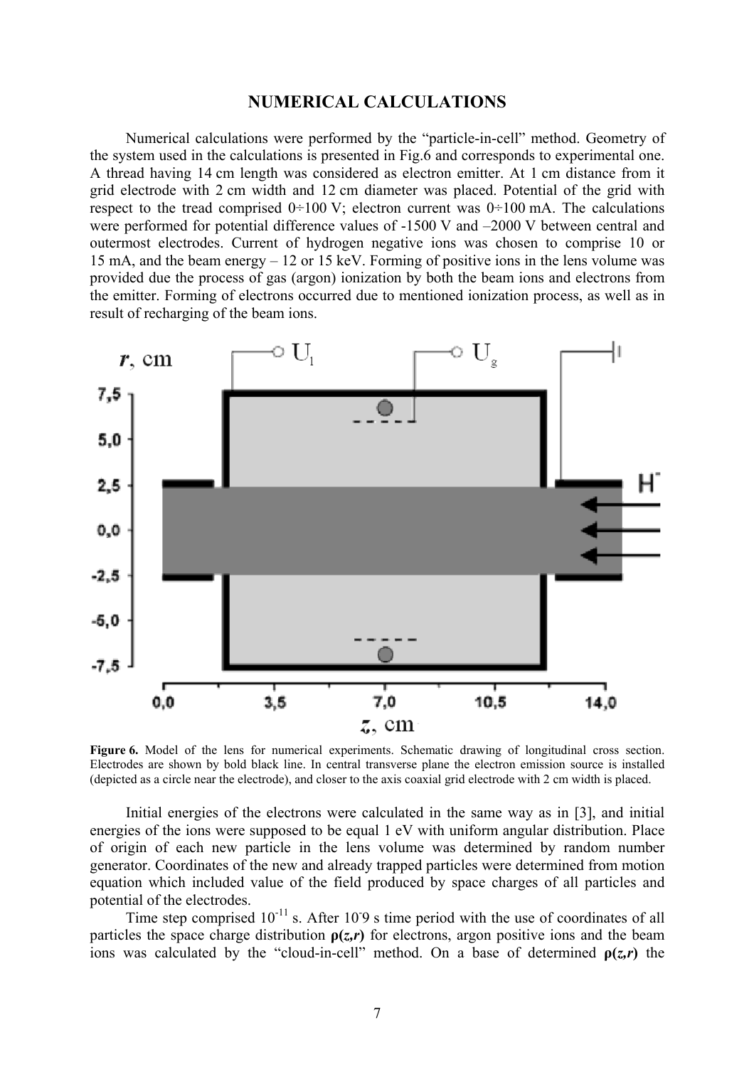## NUMERICAL CALCULATIONS

Numerical calculations were performed by the "particle-in-cell" method. Geometry of the system used in the calculations is presented in Fig.6 and corresponds to experimental one. A thread having 14 cm length was considered as electron emitter. At 1 cm distance from it grid electrode with 2 cm width and 12 cm diameter was placed. Potential of the grid with respect to the tread comprised 0÷100 V; electron current was 0÷100 mA. The calculations were performed for potential difference values of -1500 V and –2000 V between central and outermost electrodes. Current of hydrogen negative ions was chosen to comprise 10 or 15 mA, and the beam energy – 12 or 15 keV. Forming of positive ions in the lens volume was provided due the process of gas (argon) ionization by both the beam ions and electrons from the emitter. Forming of electrons occurred due to mentioned ionization process, as well as in result of recharging of the beam ions.

**Figure 6.** Model of the lens for numerical experiments. Schematic drawing of longitudinal cross section. Electrodes are shown by bold black line. In central transverse plane the electron emission source is installed (depicted as a circle near the electrode), and closer to the axis coaxial grid electrode with 2 cm width is placed.

Initial energies of the electrons were calculated in the same way as in [3], and initial energies of the ions were supposed to be equal 1 eV with uniform angular distribution. Place of origin of each new particle in the lens volume was determined by random number generator. Coordinates of the new and already trapped particles were determined from motion equation which included value of the field produced by space charges of all particles and potential of the electrodes.

Time step comprised $10^{-11}$ s. After $10^{-9}$ s time period with the use of coordinates of all particles the space charge distribution **ρ(*z*,*r*)** for electrons, argon positive ions and the beam ions was calculated by the "cloud-in-cell" method. On a base of determined **ρ(*z*,*r*)** the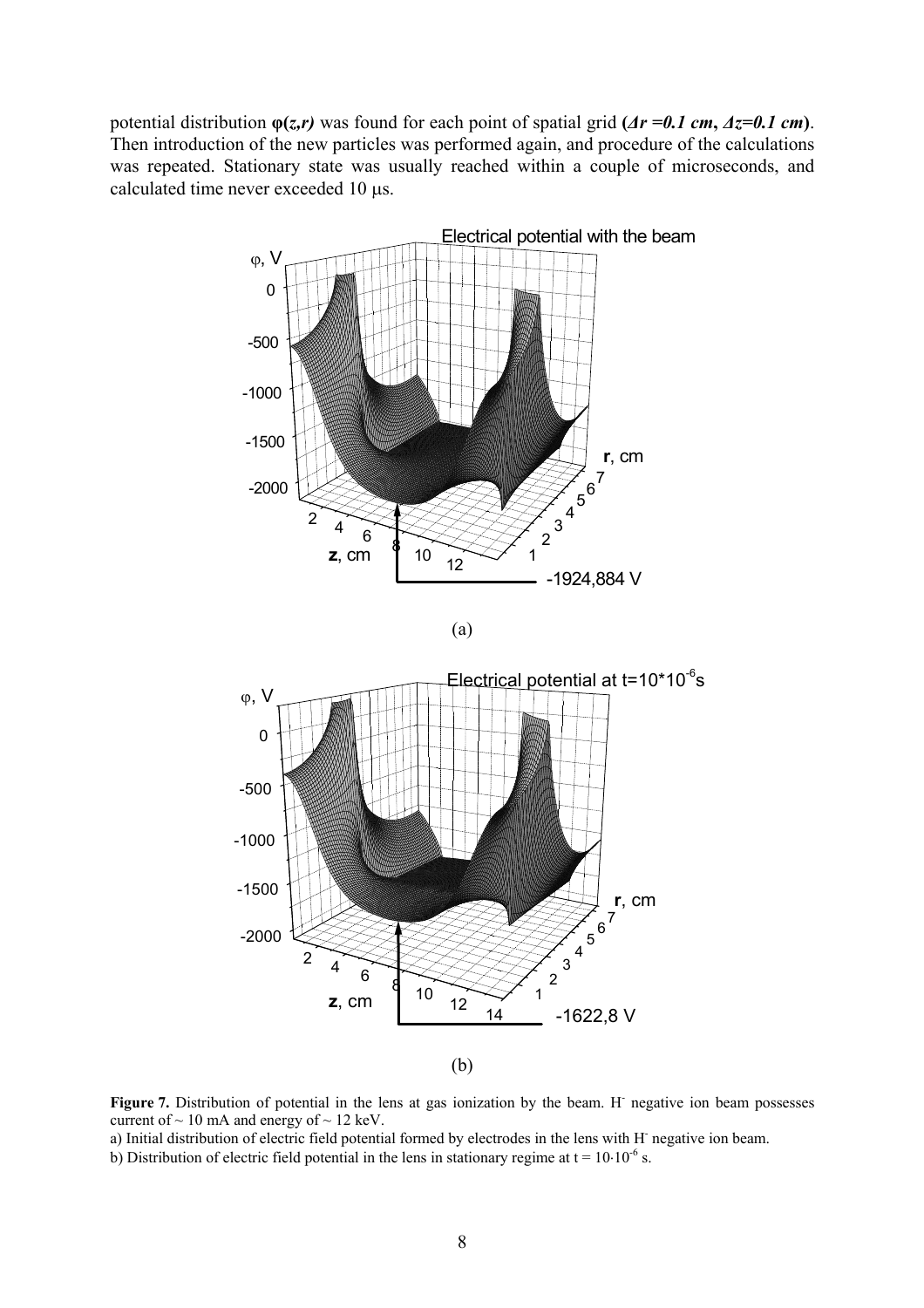potential distribution **φ(*z,r*)** was found for each point of spatial grid **(*Δr =0.1 cm*, *Δz=0.1 cm*)**. Then introduction of the new particles was performed again, and procedure of the calculations was repeated. Stationary state was usually reached within a couple of microseconds, and calculated time never exceeded 10 μs.

(a)

(b)

**Figure 7.** Distribution of potential in the lens at gas ionization by the beam. $H^-$ negative ion beam possesses current of ~ 10 mA and energy of ~ 12 keV.

a) Initial distribution of electric field potential formed by electrodes in the lens with $H^-$ negative ion beam.

b) Distribution of electric field potential in the lens in stationary regime at $t = 10 \cdot 10^{-6}$ s.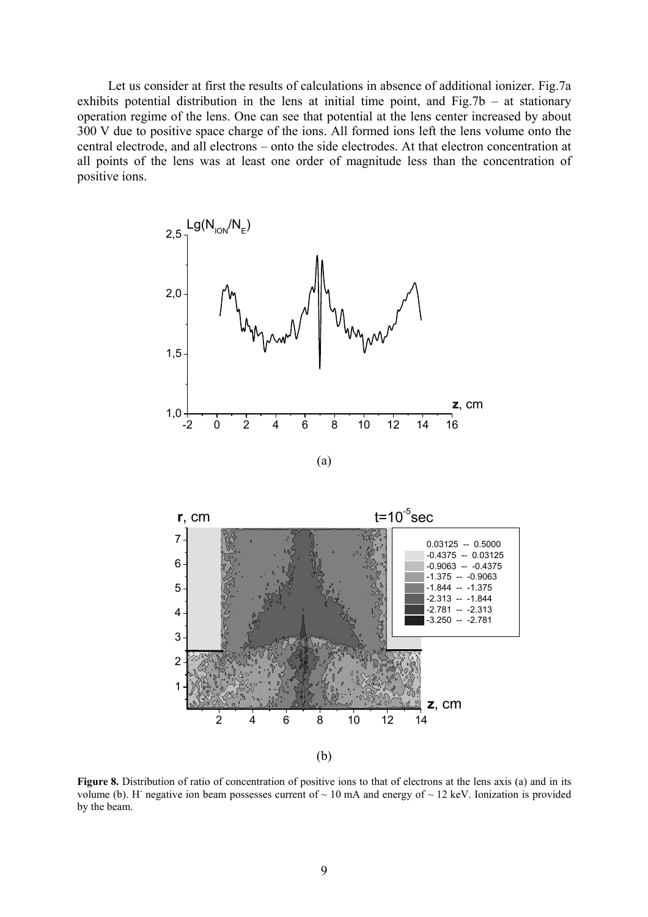Let us consider at first the results of calculations in absence of additional ionizer. Fig.7a exhibits potential distribution in the lens at initial time point, and Fig.7b – at stationary operation regime of the lens. One can see that potential at the lens center increased by about 300 V due to positive space charge of the ions. All formed ions left the lens volume onto the central electrode, and all electrons – onto the side electrodes. At that electron concentration at all points of the lens was at least one order of magnitude less than the concentration of positive ions.

(a)

(b)

**Figure 8.** Distribution of ratio of concentration of positive ions to that of electrons at the lens axis (a) and in its volume (b). $H^-$ negative ion beam possesses current of ~ 10 mA and energy of ~ 12 keV. Ionization is provided by the beam.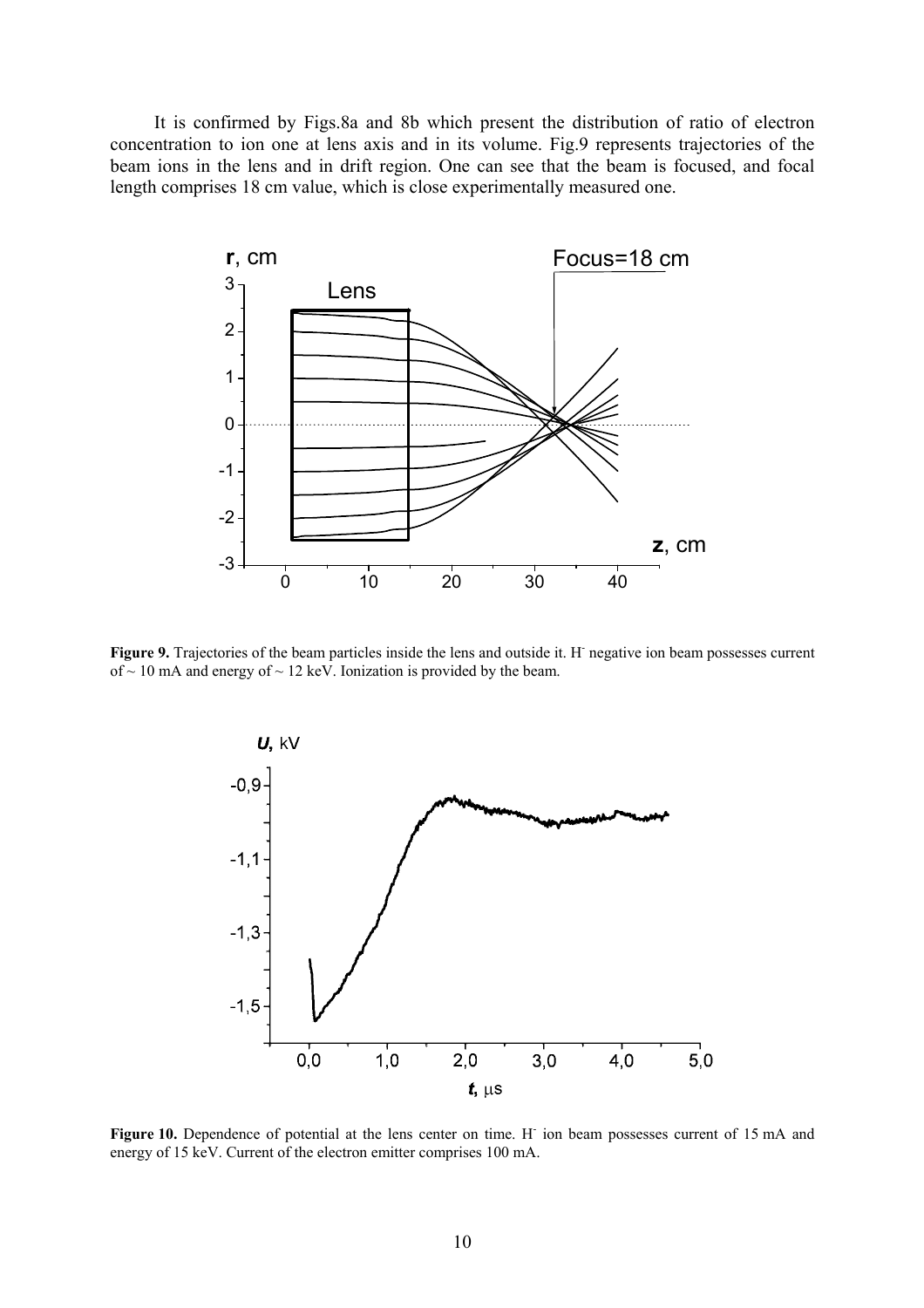It is confirmed by Figs.8a and 8b which present the distribution of ratio of electron concentration to ion one at lens axis and in its volume. Fig.9 represents trajectories of the beam ions in the lens and in drift region. One can see that the beam is focused, and focal length comprises 18 cm value, which is close experimentally measured one.

**Figure 9.** Trajectories of the beam particles inside the lens and outside it. $H^-$ negative ion beam possesses current of ~ 10 mA and energy of ~ 12 keV. Ionization is provided by the beam.

**Figure 10.** Dependence of potential at the lens center on time. $H^-$ ion beam possesses current of 15 mA and energy of 15 keV. Current of the electron emitter comprises 100 mA.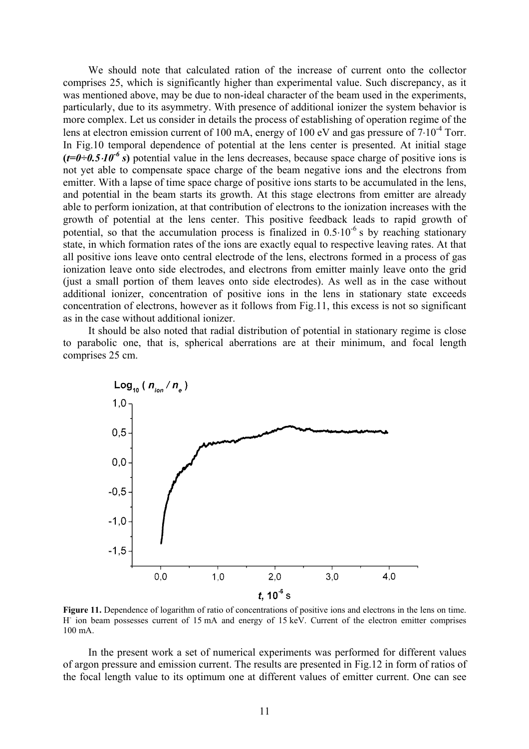We should note that calculated ration of the increase of current onto the collector comprises 25, which is significantly higher than experimental value. Such discrepancy, as it was mentioned above, may be due to non-ideal character of the beam used in the experiments, particularly, due to its asymmetry. With presence of additional ionizer the system behavior is more complex. Let us consider in details the process of establishing of operation regime of the lens at electron emission current of 100 mA, energy of 100 eV and gas pressure of $7 \cdot 10^{-4}$ Torr. In Fig.10 temporal dependence of potential at the lens center is presented. At initial stage **(*$t=0 \div 0.5 \cdot 10^{-6}$ s*)** potential value in the lens decreases, because space charge of positive ions is not yet able to compensate space charge of the beam negative ions and the electrons from emitter. With a lapse of time space charge of positive ions starts to be accumulated in the lens, and potential in the beam starts its growth. At this stage electrons from emitter are already able to perform ionization, at that contribution of electrons to the ionization increases with the growth of potential at the lens center. This positive feedback leads to rapid growth of potential, so that the accumulation process is finalized in $0.5 \cdot 10^{-6}$ s by reaching stationary state, in which formation rates of the ions are exactly equal to respective leaving rates. At that all positive ions leave onto central electrode of the lens, electrons formed in a process of gas ionization leave onto side electrodes, and electrons from emitter mainly leave onto the grid (just a small portion of them leaves onto side electrodes). As well as in the case without additional ionizer, concentration of positive ions in the lens in stationary state exceeds concentration of electrons, however as it follows from Fig.11, this excess is not so significant as in the case without additional ionizer.

It should be also noted that radial distribution of potential in stationary regime is close to parabolic one, that is, spherical aberrations are at their minimum, and focal length comprises 25 cm.

**Figure 11.** Dependence of logarithm of ratio of concentrations of positive ions and electrons in the lens on time. $H^-$ ion beam possesses current of 15 mA and energy of 15 keV. Current of the electron emitter comprises 100 mA.

In the present work a set of numerical experiments was performed for different values of argon pressure and emission current. The results are presented in Fig.12 in form of ratios of the focal length value to its optimum one at different values of emitter current. One can see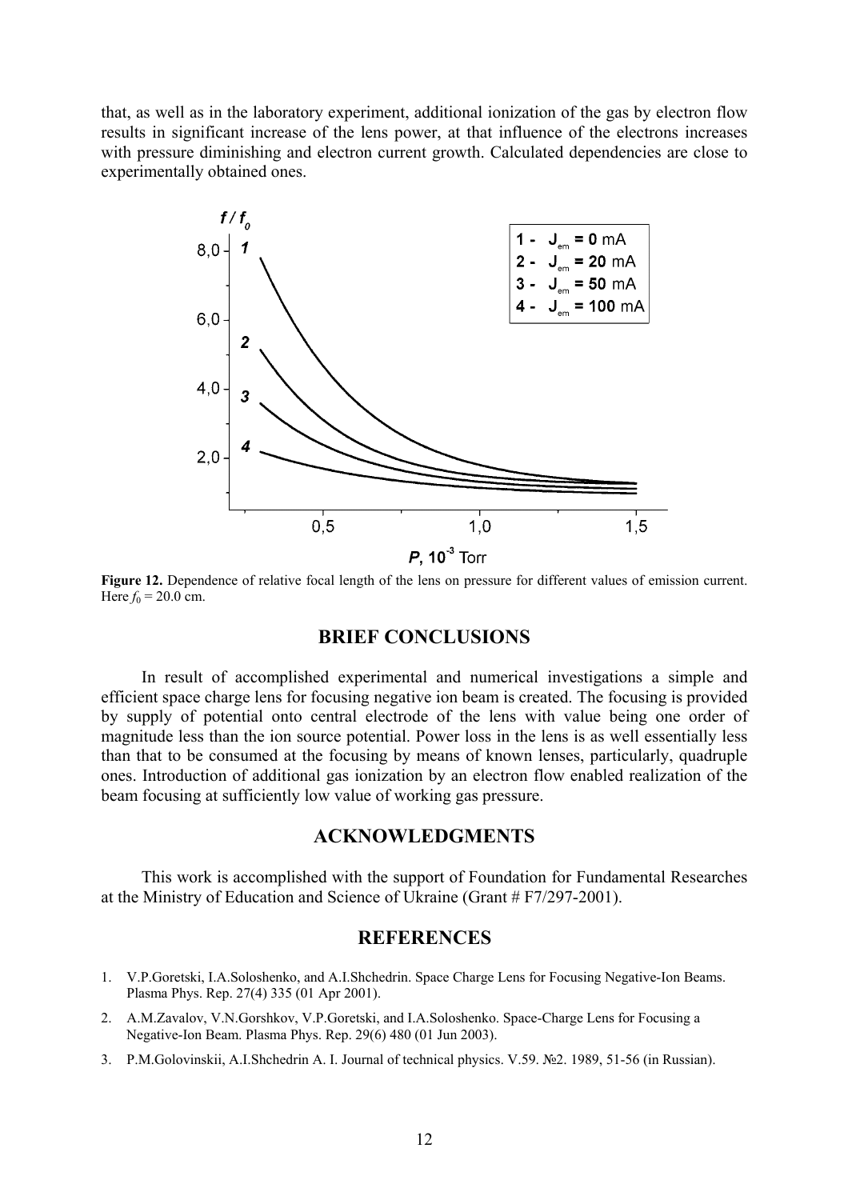that, as well as in the laboratory experiment, additional ionization of the gas by electron flow results in significant increase of the lens power, at that influence of the electrons increases with pressure diminishing and electron current growth. Calculated dependencies are close to experimentally obtained ones.

$f / f_0$

8,0
6,0
4,0
2,0

1
2
3
4

1 - $J_{em}$ = 0 mA
2 - $J_{em}$ = 20 mA
3 - $J_{em}$ = 50 mA
4 - $J_{em}$ = 100 mA

0,5
1,0
1,5

$P$, $10^{-3}$ Torr

**Figure 12.** Dependence of relative focal length of the lens on pressure for different values of emission current. Here $f_0$ = 20.0 cm.

## BRIEF CONCLUSIONS

In result of accomplished experimental and numerical investigations a simple and efficient space charge lens for focusing negative ion beam is created. The focusing is provided by supply of potential onto central electrode of the lens with value being one order of magnitude less than the ion source potential. Power loss in the lens is as well essentially less than that to be consumed at the focusing by means of known lenses, particularly, quadruple ones. Introduction of additional gas ionization by an electron flow enabled realization of the beam focusing at sufficiently low value of working gas pressure.

## ACKNOWLEDGMENTS

This work is accomplished with the support of Foundation for Fundamental Researches at the Ministry of Education and Science of Ukraine (Grant # F7/297-2001).

## REFERENCES

1. V.P.Goretski, I.A.Soloshenko, and A.I.Shchedrin. Space Charge Lens for Focusing Negative-Ion Beams. Plasma Phys. Rep. 27(4) 335 (01 Apr 2001).
2. A.M.Zavalov, V.N.Gorshkov, V.P.Goretski, and I.A.Soloshenko. Space-Charge Lens for Focusing a Negative-Ion Beam. Plasma Phys. Rep. 29(6) 480 (01 Jun 2003).
3. P.M.Golovinskii, A.I.Shchedrin A. I. Journal of technical physics. V.59. №2. 1989, 51-56 (in Russian).